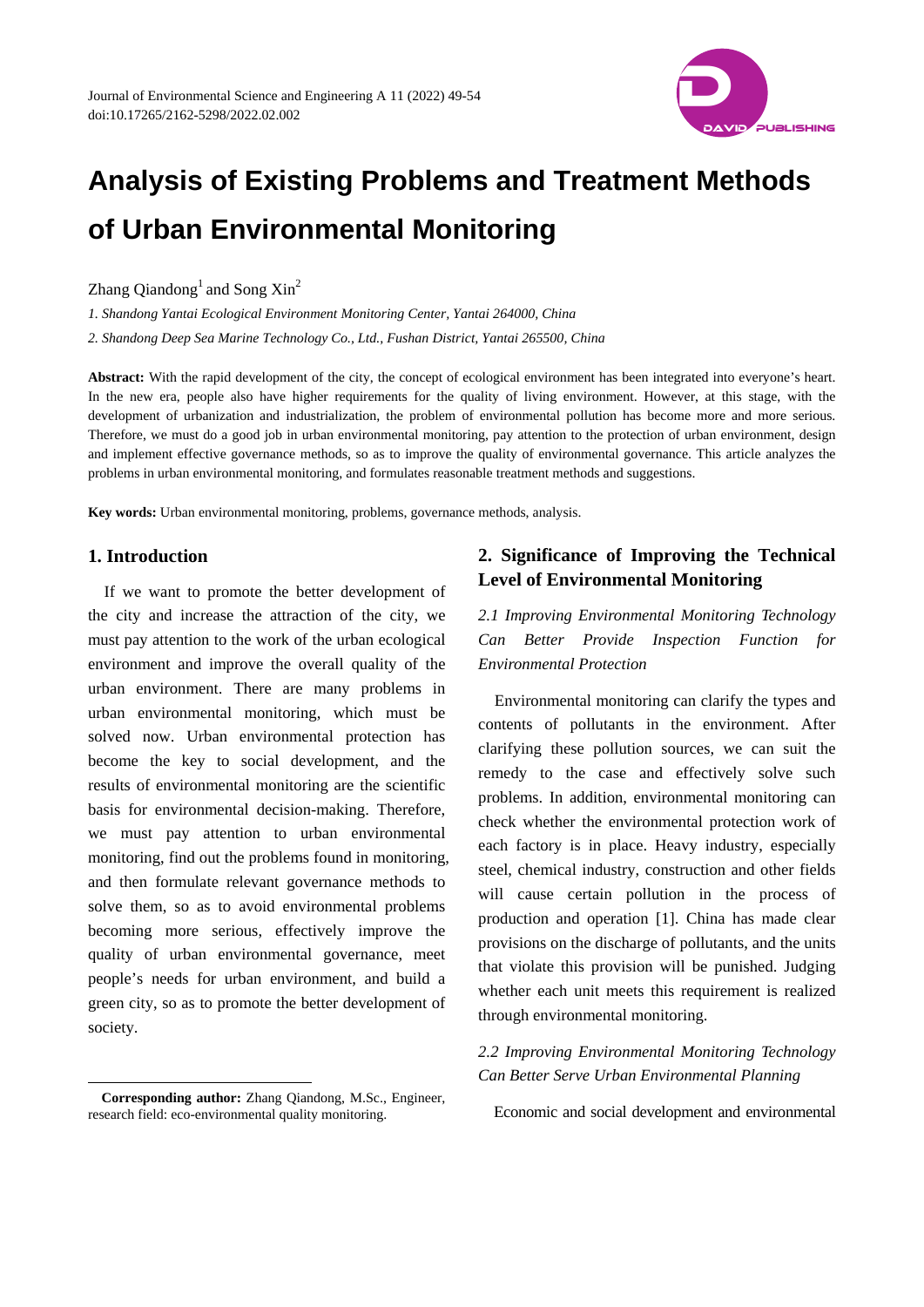# Analysis of Existing Problems and Treatment Methods of Urban Environmental Monitoring

Zhang Qiandong[1] and Song Xin[2]

*1. Shandong Yantai Ecological Environment Monitoring Center, Yantai 264000, China*

*2. Shandong Deep Sea Marine Technology Co., Ltd., Fushan District, Yantai 265500, China*

**Abstract:** With the rapid development of the city, the concept of ecological environment has been integrated into everyone's heart. In the new era, people also have higher requirements for the quality of living environment. However, at this stage, with the development of urbanization and industrialization, the problem of environmental pollution has become more and more serious. Therefore, we must do a good job in urban environmental monitoring, pay attention to the protection of urban environment, design and implement effective governance methods, so as to improve the quality of environmental governance. This article analyzes the problems in urban environmental monitoring, and formulates reasonable treatment methods and suggestions.

**Key words:** Urban environmental monitoring, problems, governance methods, analysis.

## 1. Introduction

If we want to promote the better development of the city and increase the attraction of the city, we must pay attention to the work of the urban ecological environment and improve the overall quality of the urban environment. There are many problems in urban environmental monitoring, which must be solved now. Urban environmental protection has become the key to social development, and the results of environmental monitoring are the scientific basis for environmental decision-making. Therefore, we must pay attention to urban environmental monitoring, find out the problems found in monitoring, and then formulate relevant governance methods to solve them, so as to avoid environmental problems becoming more serious, effectively improve the quality of urban environmental governance, meet people's needs for urban environment, and build a green city, so as to promote the better development of society.

## 2. Significance of Improving the Technical Level of Environmental Monitoring

### *2.1 Improving Environmental Monitoring Technology Can Provide Better Inspection Function for Environmental Protection*

Environmental monitoring can clarify the types and contents of pollutants in the environment. After clarifying these pollution sources, we can suit the remedy to the case and effectively solve such problems. In addition, environmental monitoring can check whether the environmental protection work of each factory is in place. Heavy industry, especially steel, chemical industry, construction and other fields will cause certain pollution in the process of production and operation [1]. China has made clear provisions on the discharge of pollutants, and the units that violate this provision will be punished. Judging whether each unit meets this requirement is realized through environmental monitoring.

### *2.2 Improving Environmental Monitoring Technology Can Better Serve Urban Environmental Planning*

Economic and social development and environmental

---

**Corresponding author:** Zhang Qiandong, M.Sc., Engineer, research field: eco-environmental quality monitoring.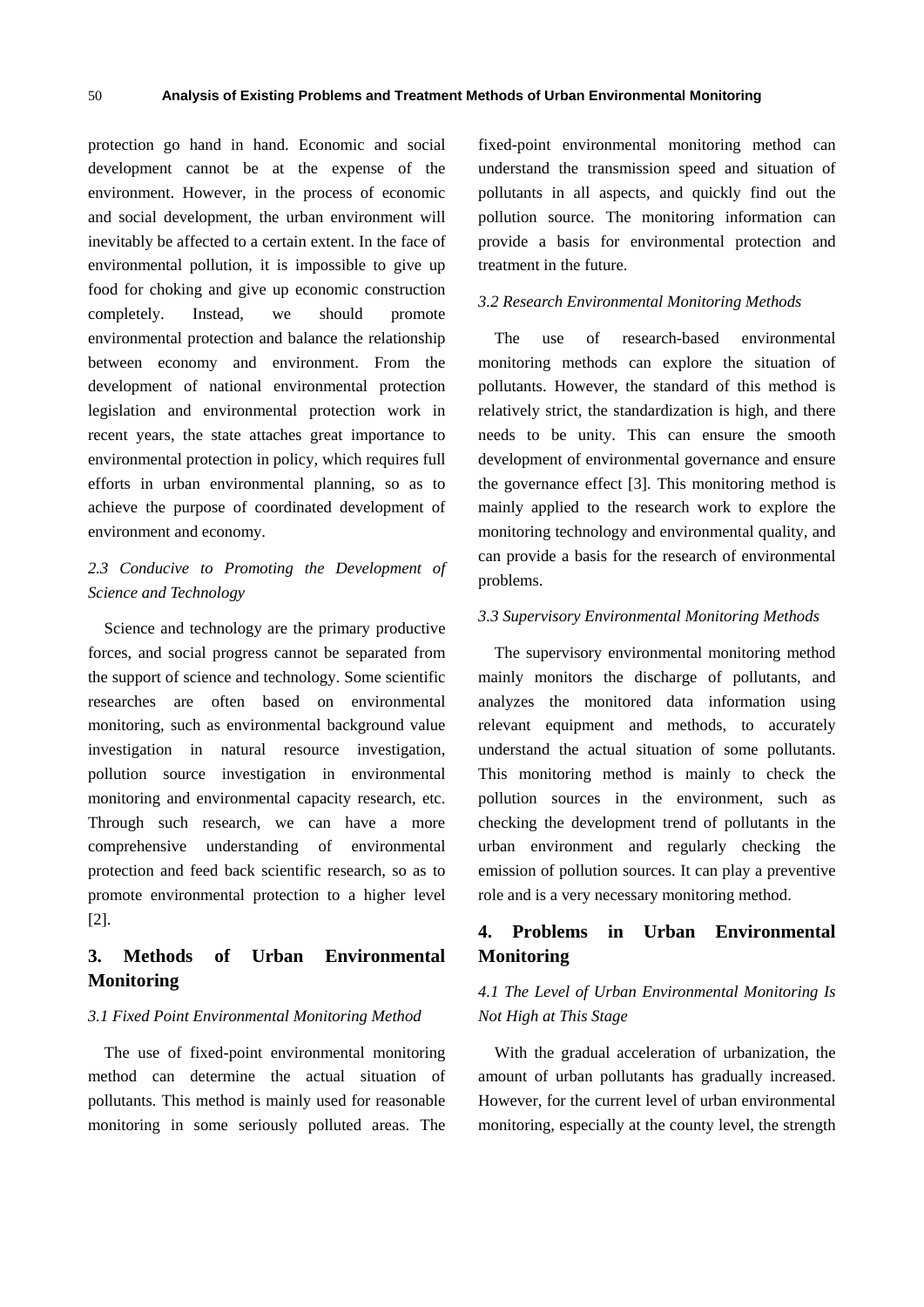protection go hand in hand. Economic and social development cannot be at the expense of the environment. However, in the process of economic and social development, the urban environment will inevitably be affected to a certain extent. In the face of environmental pollution, it is impossible to give up food for choking and give up economic construction completely. Instead, we should promote environmental protection and balance the relationship between economy and environment. From the development of national environmental protection legislation and environmental protection work in recent years, the state attaches great importance to environmental protection in policy, which requires full efforts in urban environmental planning, so as to achieve the purpose of coordinated development of environment and economy.

### *2.3 Conducive to Promoting the Development of Science and Technology*

Science and technology are the primary productive forces, and social progress cannot be separated from the support of science and technology. Some scientific researches are often based on environmental monitoring, such as environmental background value investigation in natural resource investigation, pollution source investigation in environmental monitoring and environmental capacity research, etc. Through such research, we can have a more comprehensive understanding of environmental protection and feed back scientific research, so as to promote environmental protection to a higher level [2].

## 3. Methods of Urban Environmental Monitoring

### *3.1 Fixed Point Environmental Monitoring Method*

The use of fixed-point environmental monitoring method can determine the actual situation of pollutants. This method is mainly used for reasonable monitoring in some seriously polluted areas. The fixed-point environmental monitoring method can understand the transmission speed and situation of pollutants in all aspects, and quickly find out the pollution source. The monitoring information can provide a basis for environmental protection and treatment in the future.

### *3.2 Research Environmental Monitoring Methods*

The use of research-based environmental monitoring methods can explore the situation of pollutants. However, the standard of this method is relatively strict, the standardization is high, and there needs to be unity. This can ensure the smooth development of environmental governance and ensure the governance effect [3]. This monitoring method is mainly applied to the research work to explore the monitoring technology and environmental quality, and can provide a basis for the research of environmental problems.

### *3.3 Supervisory Environmental Monitoring Methods*

The supervisory environmental monitoring method mainly monitors the discharge of pollutants, and analyzes the monitored data information using relevant equipment and methods, to accurately understand the actual situation of some pollutants. This monitoring method is mainly to check the pollution sources in the environment, such as checking the development trend of pollutants in the urban environment and regularly checking the emission of pollution sources. It can play a preventive role and is a very necessary monitoring method.

## 4. Problems in Urban Environmental Monitoring

### *4.1 The Level of Urban Environmental Monitoring Is Not High at This Stage*

With the gradual acceleration of urbanization, the amount of urban pollutants has gradually increased. However, for the current level of urban environmental monitoring, especially at the county level, the strength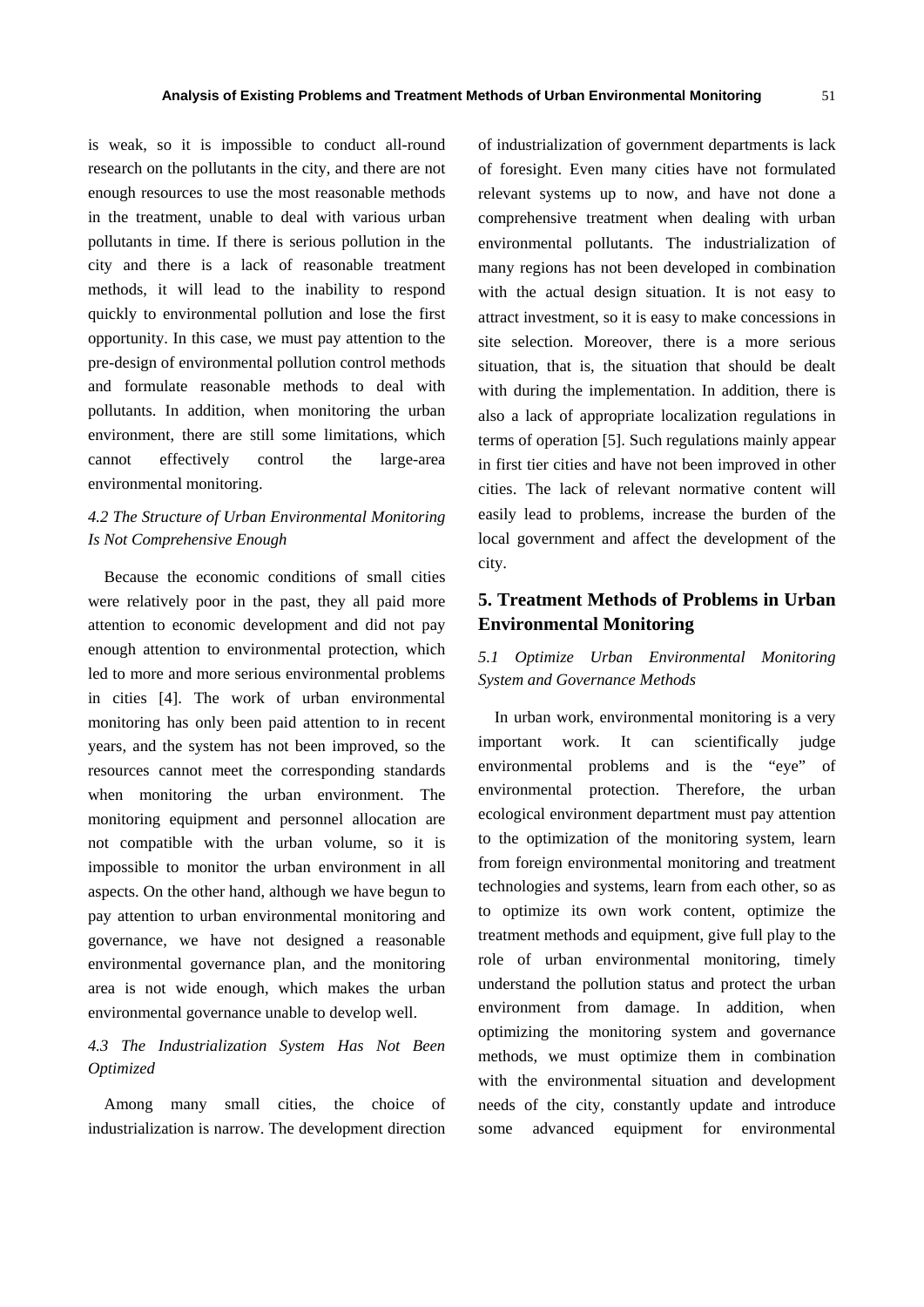is weak, so it is impossible to conduct all-round research on the pollutants in the city, and there are not enough resources to use the most reasonable methods in the treatment, unable to deal with various urban pollutants in time. If there is serious pollution in the city and there is a lack of reasonable treatment methods, it will lead to the inability to respond quickly to environmental pollution and lose the first opportunity. In this case, we must pay attention to the pre-design of environmental pollution control methods and formulate reasonable methods to deal with pollutants. In addition, when monitoring the urban environment, there are still some limitations, which cannot effectively control the large-area environmental monitoring.

### *4.2 The Structure of Urban Environmental Monitoring Is Not Comprehensive Enough*

Because the economic conditions of small cities were relatively poor in the past, they all paid more attention to economic development and did not pay enough attention to environmental protection, which led to more and more serious environmental problems in cities [4]. The work of urban environmental monitoring has only been paid attention to in recent years, and the system has not been improved, so the resources cannot meet the corresponding standards when monitoring the urban environment. The monitoring equipment and personnel allocation are not compatible with the urban volume, so it is impossible to monitor the urban environment in all aspects. On the other hand, although we have begun to pay attention to urban environmental monitoring and governance, we have not designed a reasonable environmental governance plan, and the monitoring area is not wide enough, which makes the urban environmental governance unable to develop well.

### *4.3 The Industrialization System Has Not Been Optimized*

Among many small cities, the choice of industrialization is narrow. The development direction of industrialization of government departments is lack of foresight. Even many cities have not formulated relevant systems up to now, and have not done a comprehensive treatment when dealing with urban environmental pollutants. The industrialization of many regions has not been developed in combination with the actual design situation. It is not easy to attract investment, so it is easy to make concessions in site selection. Moreover, there is a more serious situation, that is, the situation that should be dealt with during the implementation. In addition, there is also a lack of appropriate localization regulations in terms of operation [5]. Such regulations mainly appear in first tier cities and have not been improved in other cities. The lack of relevant normative content will easily lead to problems, increase the burden of the local government and affect the development of the city.

## 5. Treatment Methods of Problems in Urban Environmental Monitoring

### *5.1 Optimize Urban Environmental Monitoring System and Governance Methods*

In urban work, environmental monitoring is a very important work. It can scientifically judge environmental problems and is the "eye" of environmental protection. Therefore, the urban ecological environment department must pay attention to the optimization of the monitoring system, learn from foreign environmental monitoring and treatment technologies and systems, learn from each other, so as to optimize its own work content, optimize the treatment methods and equipment, give full play to the role of urban environmental monitoring, timely understand the pollution status and protect the urban environment from damage. In addition, when optimizing the monitoring system and governance methods, we must optimize them in combination with the environmental situation and development needs of the city, constantly update and introduce some advanced equipment for environmental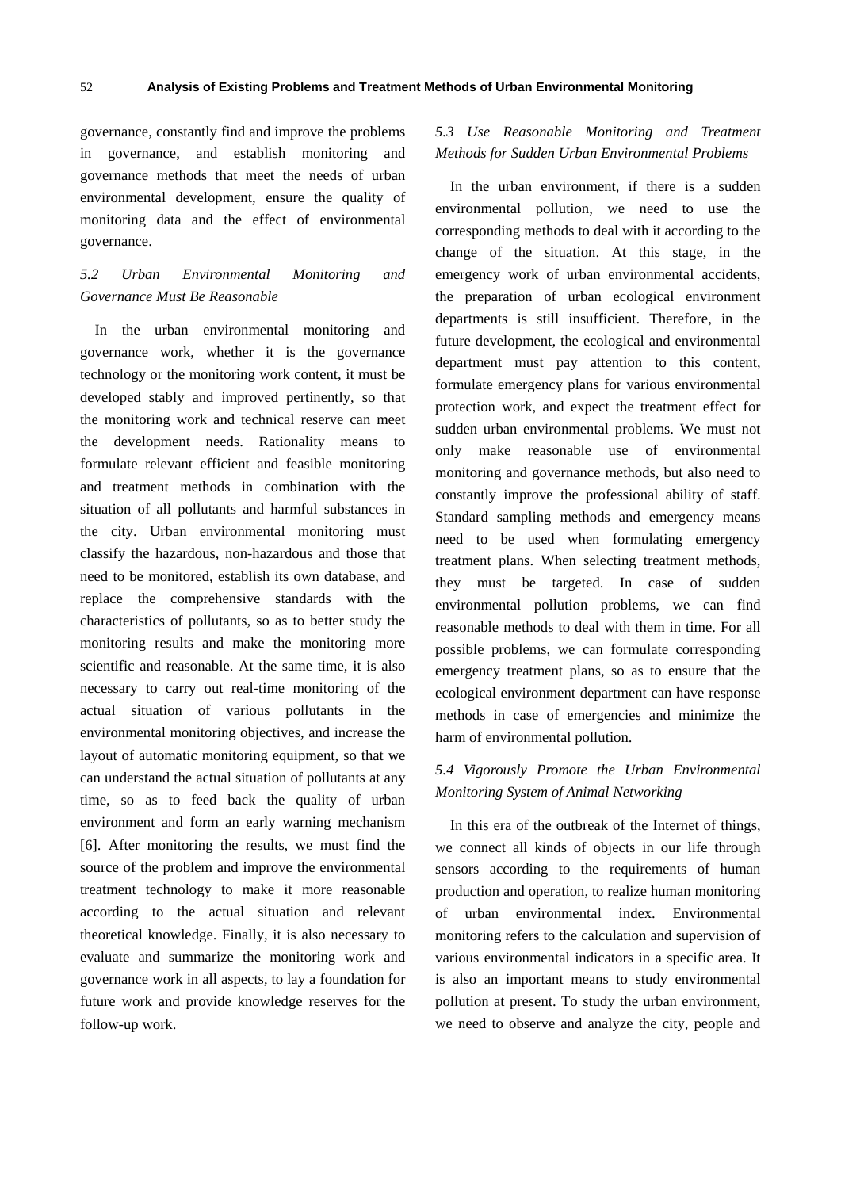governance, constantly find and improve the problems in governance, and establish monitoring and governance methods that meet the needs of urban environmental development, ensure the quality of monitoring data and the effect of environmental governance.

### *5.2 Urban Environmental Monitoring and Governance Must Be Reasonable*

In the urban environmental monitoring and governance work, whether it is the governance technology or the monitoring work content, it must be developed stably and improved pertinently, so that the monitoring work and technical reserve can meet the development needs. Rationality means to formulate relevant efficient and feasible monitoring and treatment methods in combination with the situation of all pollutants and harmful substances in the city. Urban environmental monitoring must classify the hazardous, non-hazardous and those that need to be monitored, establish its own database, and replace the comprehensive standards with the characteristics of pollutants, so as to better study the monitoring results and make the monitoring more scientific and reasonable. At the same time, it is also necessary to carry out real-time monitoring of the actual situation of various pollutants in the environmental monitoring objectives, and increase the layout of automatic monitoring equipment, so that we can understand the actual situation of pollutants at any time, so as to feed back the quality of urban environment and form an early warning mechanism [6]. After monitoring the results, we must find the source of the problem and improve the environmental treatment technology to make it more reasonable according to the actual situation and relevant theoretical knowledge. Finally, it is also necessary to evaluate and summarize the monitoring work and governance work in all aspects, to lay a foundation for future work and provide knowledge reserves for the follow-up work.

### *5.3 Use Reasonable Monitoring and Treatment Methods for Sudden Urban Environmental Problems*

In the urban environment, if there is a sudden environmental pollution, we need to use the corresponding methods to deal with it according to the change of the situation. At this stage, in the emergency work of urban environmental accidents, the preparation of urban ecological environment departments is still insufficient. Therefore, in the future development, the ecological and environmental department must pay attention to this content, formulate emergency plans for various environmental protection work, and expect the treatment effect for sudden urban environmental problems. We must not only make reasonable use of environmental monitoring and governance methods, but also need to constantly improve the professional ability of staff. Standard sampling methods and emergency means need to be used when formulating emergency treatment plans. When selecting treatment methods, they must be targeted. In case of sudden environmental pollution problems, we can find reasonable methods to deal with them in time. For all possible problems, we can formulate corresponding emergency treatment plans, so as to ensure that the ecological environment department can have response methods in case of emergencies and minimize the harm of environmental pollution.

### *5.4 Vigorously Promote the Urban Environmental Monitoring System of Animal Networking*

In this era of the outbreak of the Internet of things, we connect all kinds of objects in our life through sensors according to the requirements of human production and operation, to realize human monitoring of urban environmental index. Environmental monitoring refers to the calculation and supervision of various environmental indicators in a specific area. It is also an important means to study environmental pollution at present. To study the urban environment, we need to observe and analyze the city, people and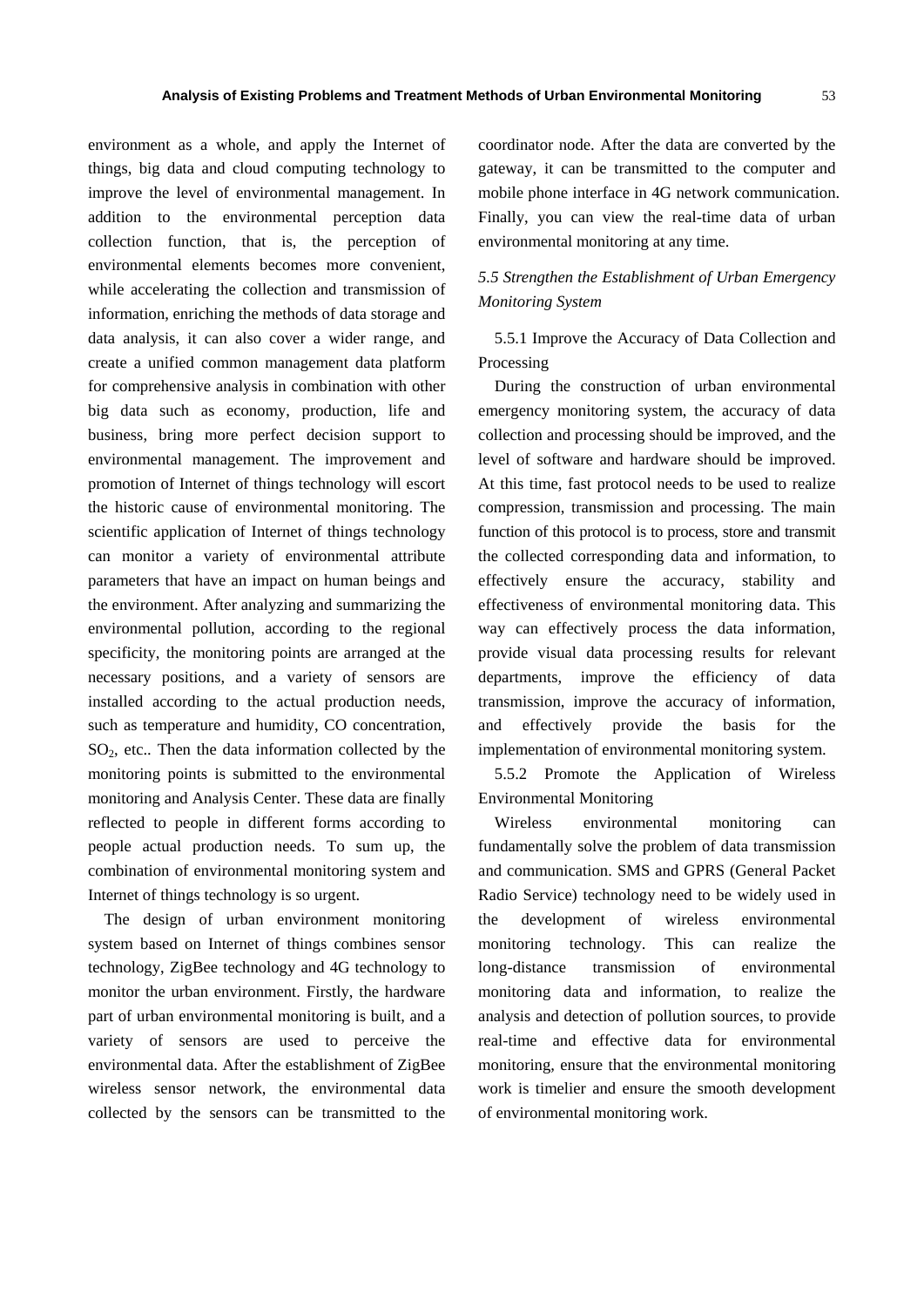environment as a whole, and apply the Internet of things, big data and cloud computing technology to improve the level of environmental management. In addition to the environmental perception data collection function, that is, the perception of environmental elements becomes more convenient, while accelerating the collection and transmission of information, enriching the methods of data storage and data analysis, it can also cover a wider range, and create a unified common management data platform for comprehensive analysis in combination with other big data such as economy, production, life and business, bring more perfect decision support to environmental management. The improvement and promotion of Internet of things technology will escort the historic cause of environmental monitoring. The scientific application of Internet of things technology can monitor a variety of environmental attribute parameters that have an impact on human beings and the environment. After analyzing and summarizing the environmental pollution, according to the regional specificity, the monitoring points are arranged at the necessary positions, and a variety of sensors are installed according to the actual production needs, such as temperature and humidity, CO concentration, $SO_2$, etc.. Then the data information collected by the monitoring points is submitted to the environmental monitoring and Analysis Center. These data are finally reflected to people in different forms according to people actual production needs. To sum up, the combination of environmental monitoring system and Internet of things technology is so urgent.

The design of urban environment monitoring system based on Internet of things combines sensor technology, ZigBee technology and 4G technology to monitor the urban environment. Firstly, the hardware part of urban environmental monitoring is built, and a variety of sensors are used to perceive the environmental data. After the establishment of ZigBee wireless sensor network, the environmental data collected by the sensors can be transmitted to the coordinator node. After the data are converted by the gateway, it can be transmitted to the computer and mobile phone interface in 4G network communication. Finally, you can view the real-time data of urban environmental monitoring at any time.

### *5.5 Strengthen the Establishment of Urban Emergency Monitoring System*

#### 5.5.1 Improve the Accuracy of Data Collection and Processing

During the construction of urban environmental emergency monitoring system, the accuracy of data collection and processing should be improved, and the level of software and hardware should be improved. At this time, fast protocol needs to be used to realize compression, transmission and processing. The main function of this protocol is to process, store and transmit the collected corresponding data and information, to effectively ensure the accuracy, stability and effectiveness of environmental monitoring data. This way can effectively process the data information, provide visual data processing results for relevant departments, improve the efficiency of data transmission, improve the accuracy of information, and effectively provide the basis for the implementation of environmental monitoring system.

#### 5.5.2 Promote the Application of Wireless Environmental Monitoring

Wireless environmental monitoring can fundamentally solve the problem of data transmission and communication. SMS and GPRS (General Packet Radio Service) technology need to be widely used in the development of wireless environmental monitoring technology. This can realize the long-distance transmission of environmental monitoring data and information, to realize the analysis and detection of pollution sources, to provide real-time and effective data for environmental monitoring, ensure that the environmental monitoring work is timelier and ensure the smooth development of environmental monitoring work.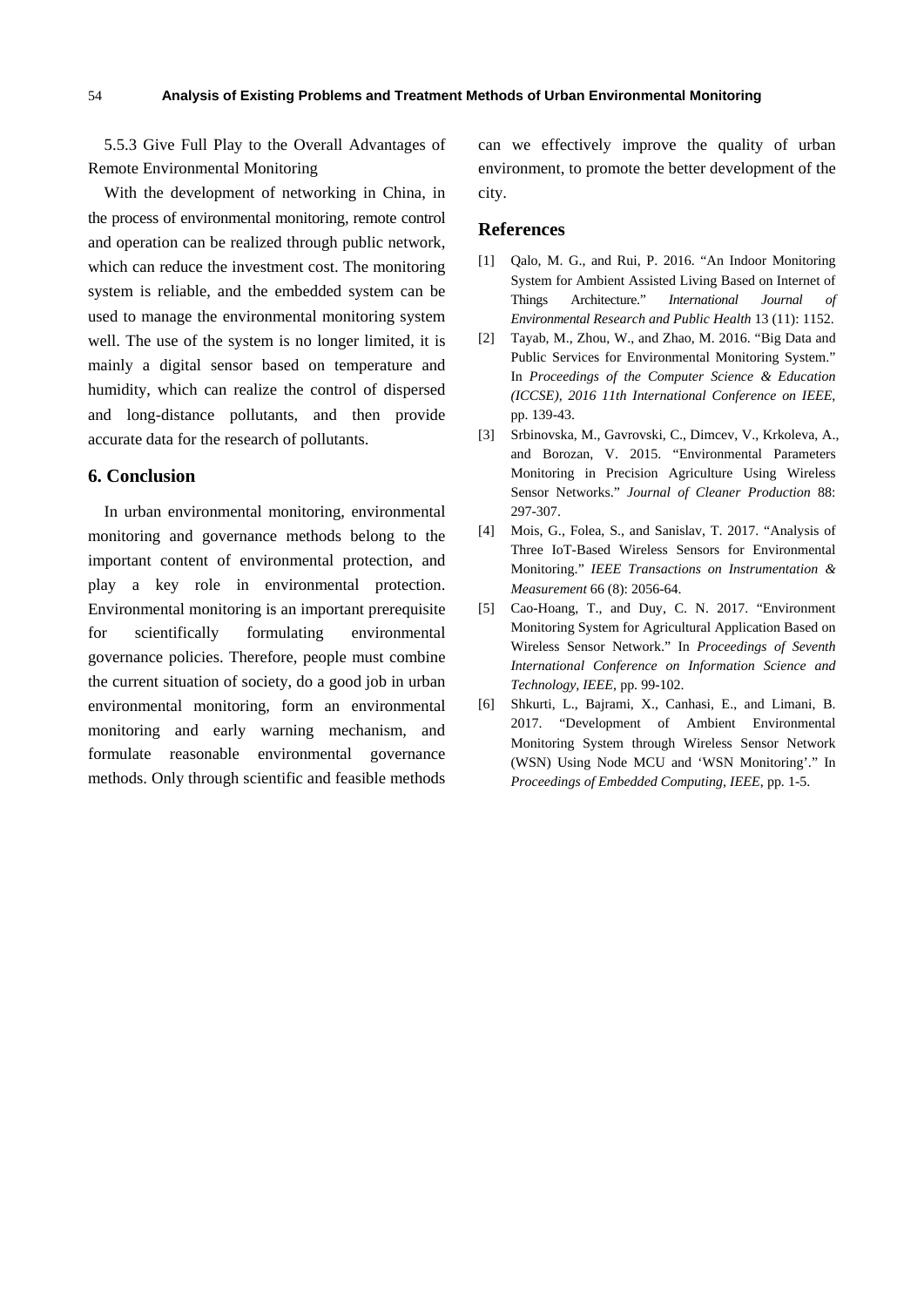5.5.3 Give Full Play to the Overall Advantages of Remote Environmental Monitoring

With the development of networking in China, in the process of environmental monitoring, remote control and operation can be realized through public network, which can reduce the investment cost. The monitoring system is reliable, and the embedded system can be used to manage the environmental monitoring system well. The use of the system is no longer limited, it is mainly a digital sensor based on temperature and humidity, which can realize the control of dispersed and long-distance pollutants, and then provide accurate data for the research of pollutants.

## 6. Conclusion

In urban environmental monitoring, environmental monitoring and governance methods belong to the important content of environmental protection, and play a key role in environmental protection. Environmental monitoring is an important prerequisite for scientifically formulating environmental governance policies. Therefore, people must combine the current situation of society, do a good job in urban environmental monitoring, form an environmental monitoring and early warning mechanism, and formulate reasonable environmental governance methods. Only through scientific and feasible methods can we effectively improve the quality of urban environment, to promote the better development of the city.

## References

[1] Qalo, M. G., and Rui, P. 2016. "An Indoor Monitoring System for Ambient Assisted Living Based on Internet of Things Architecture." *International Journal of Environmental Research and Public Health* 13 (11): 1152.

[2] Tayab, M., Zhou, W., and Zhao, M. 2016. "Big Data and Public Services for Environmental Monitoring System." In *Proceedings of the Computer Science & Education (ICCSE), 2016 11th International Conference on IEEE*, pp. 139-43.

[3] Srbinovska, M., Gavrovski, C., Dimcev, V., Krkoleva, A., and Borozan, V. 2015. "Environmental Parameters Monitoring in Precision Agriculture Using Wireless Sensor Networks." *Journal of Cleaner Production* 88: 297-307.

[4] Mois, G., Folea, S., and Sanislav, T. 2017. "Analysis of Three IoT-Based Wireless Sensors for Environmental Monitoring." *IEEE Transactions on Instrumentation & Measurement* 66 (8): 2056-64.

[5] Cao-Hoang, T., and Duy, C. N. 2017. "Environment Monitoring System for Agricultural Application Based on Wireless Sensor Network." In *Proceedings of Seventh International Conference on Information Science and Technology, IEEE*, pp. 99-102.

[6] Shkurti, L., Bajrami, X., Canhasi, E., and Limani, B. 2017. "Development of Ambient Environmental Monitoring System through Wireless Sensor Network (WSN) Using Node MCU and 'WSN Monitoring'." In *Proceedings of Embedded Computing, IEEE*, pp. 1-5.